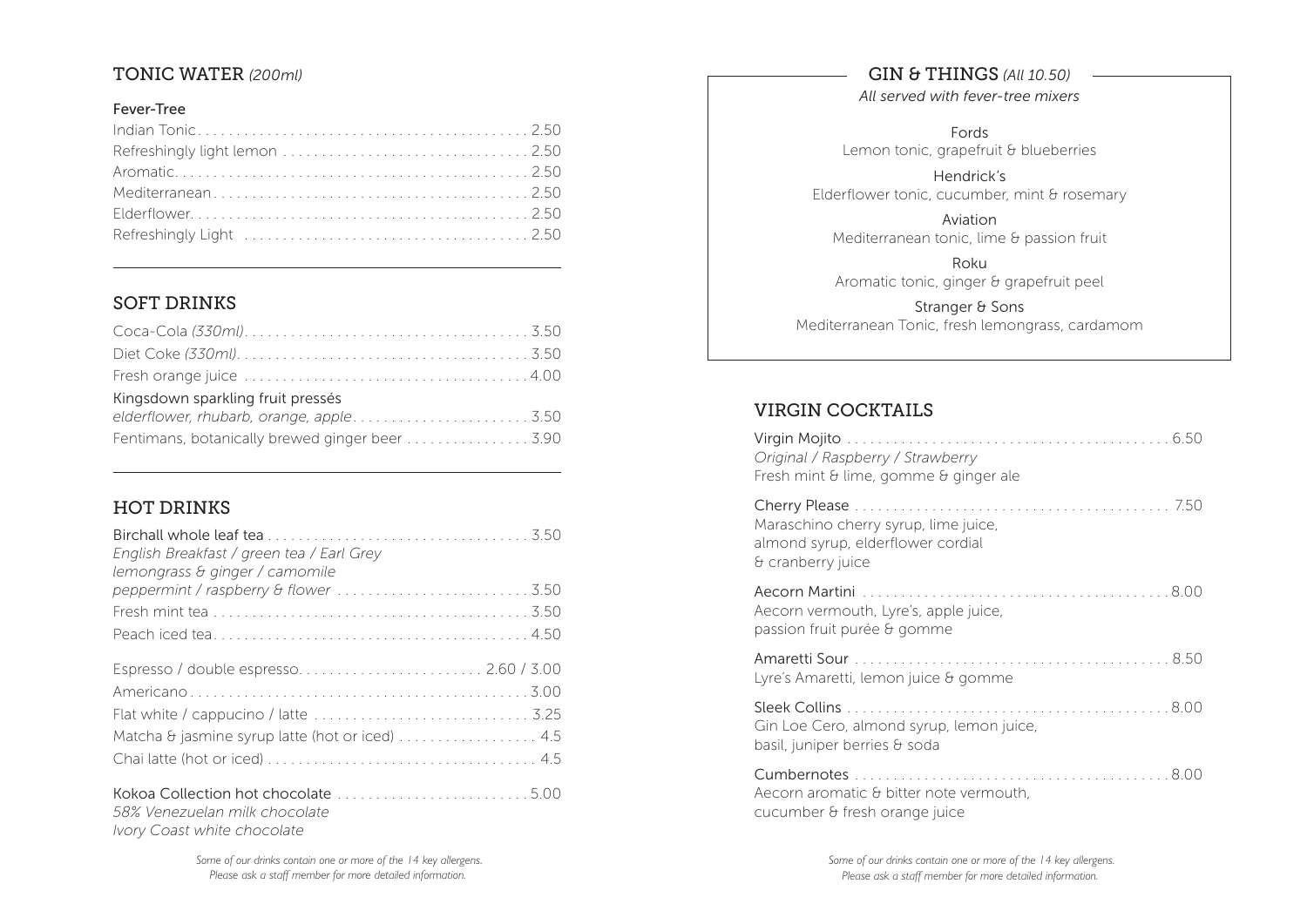## TONIC WATER *(200ml)*

### Fever-Tree

| Item | Price |
|---|---|
| Indian Tonic | 2.50 |
| Refreshingly light lemon | 2.50 |
| Aromatic | 2.50 |
| Mediterranean | 2.50 |
| Elderflower | 2.50 |
| Refreshingly Light | 2.50 |

## SOFT DRINKS

| Item | Price |
|---|---|
| Coca-Cola *(330ml)* | 3.50 |
| Diet Coke *(330ml)* | 3.50 |
| Fresh orange juice | 4.00 |
| Kingsdown sparkling fruit pressés *elderflower, rhubarb, orange, apple* | 3.50 |
| Fentimans, botanically brewed ginger beer | 3.90 |

## HOT DRINKS

| Item | Price |
|---|---|
| Birchall whole leaf tea *English Breakfast / green tea / Earl Grey lemongrass & ginger / camomile* | 3.50 |
| *peppermint / raspberry & flower* | 3.50 |
| Fresh mint tea | 3.50 |
| Peach iced tea | 4.50 |
| Espresso / double espresso | 2.60 / 3.00 |
| Americano | 3.00 |
| Flat white / cappucino / latte | 3.25 |
| Matcha & jasmine syrup latte (hot or iced) | 4.5 |
| Chai latte (hot or iced) | 4.5 |
| Kokoa Collection hot chocolate *58% Venezuelan milk chocolate Ivory Coast white chocolate* | 5.00 |

*Some of our drinks contain one or more of the 14 key allergens. Please ask a staff member for more detailed information.*

## GIN & THINGS *(All 10.50)*

*All served with fever-tree mixers*

Fords
Lemon tonic, grapefruit & blueberries

Hendrick's
Elderflower tonic, cucumber, mint & rosemary

Aviation
Mediterranean tonic, lime & passion fruit

Roku
Aromatic tonic, ginger & grapefruit peel

Stranger & Sons
Mediterranean Tonic, fresh lemongrass, cardamom

## VIRGIN COCKTAILS

| Item | Price |
|---|---|
| Virgin Mojito *Original / Raspberry / Strawberry* Fresh mint & lime, gomme & ginger ale | 6.50 |
| Cherry Please Maraschino cherry syrup, lime juice, almond syrup, elderflower cordial & cranberry juice | 7.50 |
| Aecorn Martini Aecorn vermouth, Lyre's, apple juice, passion fruit purée & gomme | 8.00 |
| Amaretti Sour Lyre's Amaretti, lemon juice & gomme | 8.50 |
| Sleek Collins Gin Loe Cero, almond syrup, lemon juice, basil, juniper berries & soda | 8.00 |
| Cumbernotes Aecorn aromatic & bitter note vermouth, cucumber & fresh orange juice | 8.00 |

*Some of our drinks contain one or more of the 14 key allergens. Please ask a staff member for more detailed information.*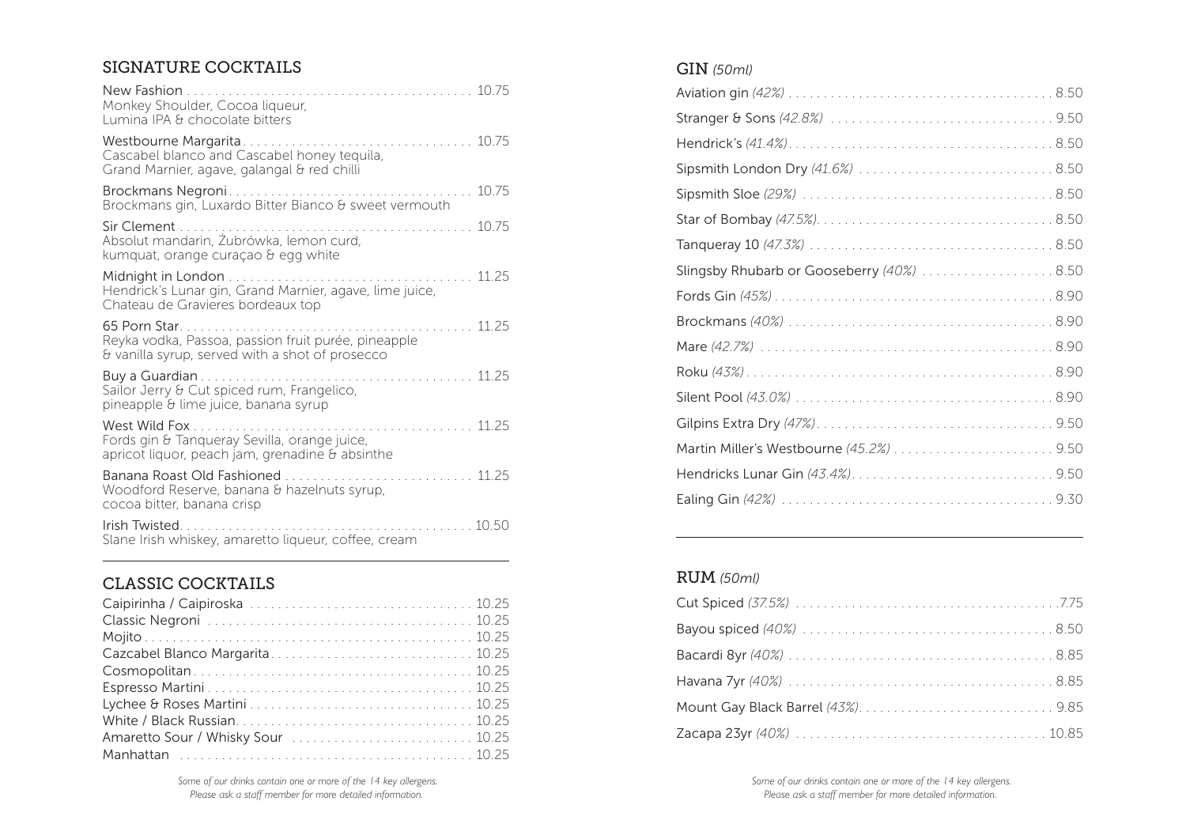## SIGNATURE COCKTAILS

**New Fashion** ... 10.75
Monkey Shoulder, Cocoa liqueur, Lumina IPA & chocolate bitters

**Westbourne Margarita** ... 10.75
Cascabel blanco and Cascabel honey tequila, Grand Marnier, agave, galangal & red chilli

**Brockmans Negroni** ... 10.75
Brockmans gin, Luxardo Bitter Bianco & sweet vermouth

**Sir Clement** ... 10.75
Absolut mandarin, Żubrówka, lemon curd, kumquat, orange curaçao & egg white

**Midnight in London** ... 11.25
Hendrick's Lunar gin, Grand Marnier, agave, lime juice, Chateau de Gravieres bordeaux top

**65 Porn Star** ... 11.25
Reyka vodka, Passoa, passion fruit purée, pineapple & vanilla syrup, served with a shot of prosecco

**Buy a Guardian** ... 11.25
Sailor Jerry & Cut spiced rum, Frangelico, pineapple & lime juice, banana syrup

**West Wild Fox** ... 11.25
Fords gin & Tanqueray Sevilla, orange juice, apricot liquor, peach jam, grenadine & absinthe

**Banana Roast Old Fashioned** ... 11.25
Woodford Reserve, banana & hazelnuts syrup, cocoa bitter, banana crisp

**Irish Twisted** ... 10.50
Slane Irish whiskey, amaretto liqueur, coffee, cream

## CLASSIC COCKTAILS

- Caipirinha / Caipiroska ... 10.25
- Classic Negroni ... 10.25
- Mojito ... 10.25
- Cazcabel Blanco Margarita ... 10.25
- Cosmopolitan ... 10.25
- Espresso Martini ... 10.25
- Lychee & Roses Martini ... 10.25
- White / Black Russian ... 10.25
- Amaretto Sour / Whisky Sour ... 10.25
- Manhattan ... 10.25

*Some of our drinks contain one or more of the 14 key allergens. Please ask a staff member for more detailed information.*

## GIN *(50ml)*

- Aviation gin *(42%)* ... 8.50
- Stranger & Sons *(42.8%)* ... 9.50
- Hendrick's *(41.4%)* ... 8.50
- Sipsmith London Dry *(41.6%)* ... 8.50
- Sipsmith Sloe *(29%)* ... 8.50
- Star of Bombay *(47.5%)* ... 8.50
- Tanqueray 10 *(47.3%)* ... 8.50
- Slingsby Rhubarb or Gooseberry *(40%)* ... 8.50
- Fords Gin *(45%)* ... 8.90
- Brockmans *(40%)* ... 8.90
- Mare *(42.7%)* ... 8.90
- Roku *(43%)* ... 8.90
- Silent Pool *(43.0%)* ... 8.90
- Gilpins Extra Dry *(47%)* ... 9.50
- Martin Miller's Westbourne *(45.2%)* ... 9.50
- Hendricks Lunar Gin *(43.4%)* ... 9.50
- Ealing Gin *(42%)* ... 9.30

## RUM *(50ml)*

- Cut Spiced *(37.5%)* ... 7.75
- Bayou spiced *(40%)* ... 8.50
- Bacardi 8yr *(40%)* ... 8.85
- Havana 7yr *(40%)* ... 8.85
- Mount Gay Black Barrel *(43%)* ... 9.85
- Zacapa 23yr *(40%)* ... 10.85

*Some of our drinks contain one or more of the 14 key allergens. Please ask a staff member for more detailed information.*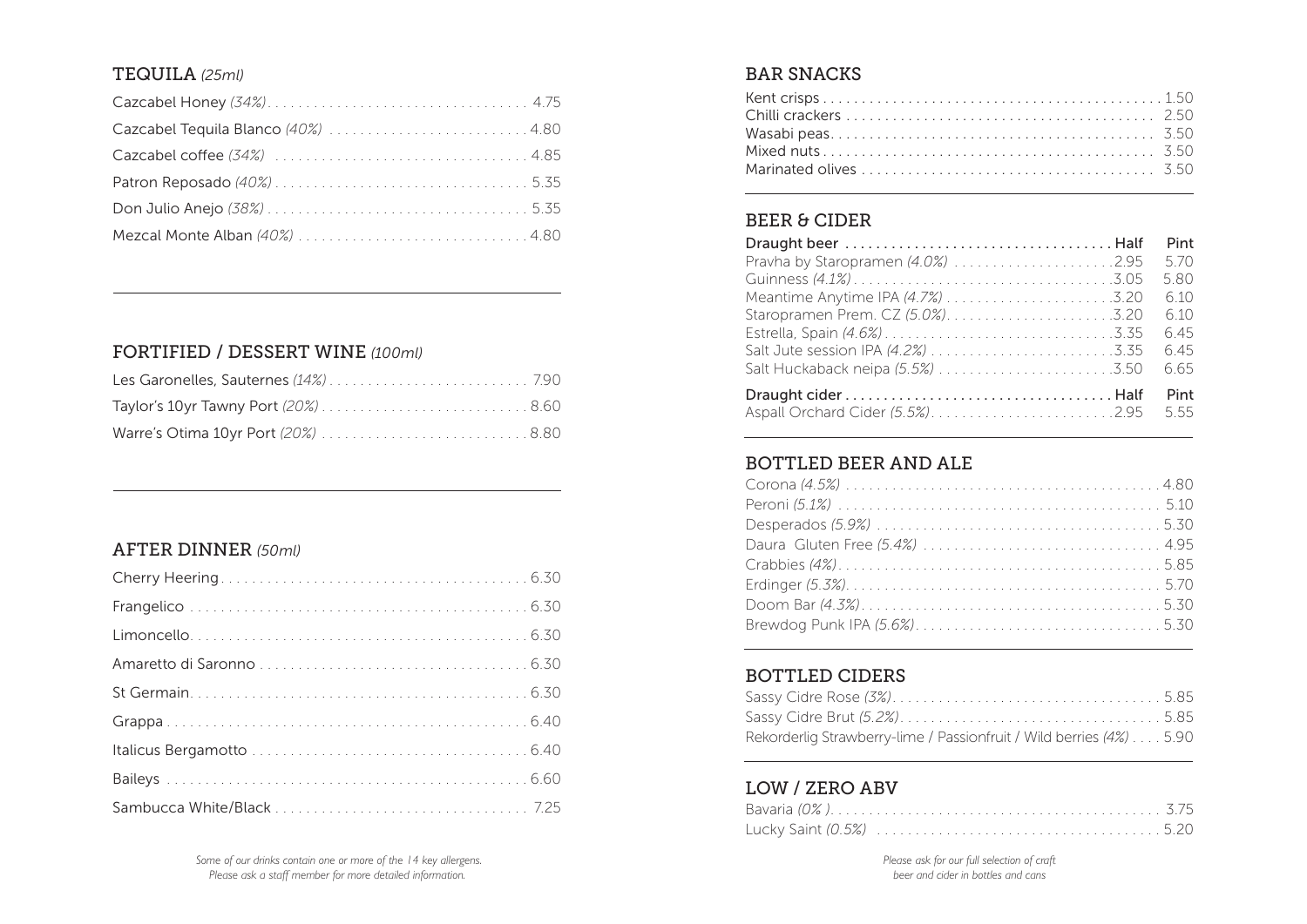## TEQUILA *(25ml)*

| Item | Price |
|---|---|
| Cazcabel Honey *(34%)* | 4.75 |
| Cazcabel Tequila Blanco *(40%)* | 4.80 |
| Cazcabel coffee *(34%)* | 4.85 |
| Patron Reposado *(40%)* | 5.35 |
| Don Julio Anejo *(38%)* | 5.35 |
| Mezcal Monte Alban *(40%)* | 4.80 |

## FORTIFIED / DESSERT WINE *(100ml)*

| Item | Price |
|---|---|
| Les Garonelles, Sauternes *(14%)* | 7.90 |
| Taylor's 10yr Tawny Port *(20%)* | 8.60 |
| Warre's Otima 10yr Port *(20%)* | 8.80 |

## AFTER DINNER *(50ml)*

| Item | Price |
|---|---|
| Cherry Heering | 6.30 |
| Frangelico | 6.30 |
| Limoncello | 6.30 |
| Amaretto di Saronno | 6.30 |
| St Germain | 6.30 |
| Grappa | 6.40 |
| Italicus Bergamotto | 6.40 |
| Baileys | 6.60 |
| Sambucca White/Black | 7.25 |

*Some of our drinks contain one or more of the 14 key allergens. Please ask a staff member for more detailed information.*

## BAR SNACKS

| Item | Price |
|---|---|
| Kent crisps | 1.50 |
| Chilli crackers | 2.50 |
| Wasabi peas | 3.50 |
| Mixed nuts | 3.50 |
| Marinated olives | 3.50 |

## BEER & CIDER

| Draught beer | Half | Pint |
|---|---|---|
| Pravha by Staropramen *(4.0%)* | 2.95 | 5.70 |
| Guinness *(4.1%)* | 3.05 | 5.80 |
| Meantime Anytime IPA *(4.7%)* | 3.20 | 6.10 |
| Staropramen Prem. CZ *(5.0%)* | 3.20 | 6.10 |
| Estrella, Spain *(4.6%)* | 3.35 | 6.45 |
| Salt Jute session IPA *(4.2%)* | 3.35 | 6.45 |
| Salt Huckaback neipa *(5.5%)* | 3.50 | 6.65 |

| Draught cider | Half | Pint |
|---|---|---|
| Aspall Orchard Cider *(5.5%)* | 2.95 | 5.55 |

## BOTTLED BEER AND ALE

| Item | Price |
|---|---|
| Corona *(4.5%)* | 4.80 |
| Peroni *(5.1%)* | 5.10 |
| Desperados *(5.9%)* | 5.30 |
| Daura Gluten Free *(5.4%)* | 4.95 |
| Crabbies *(4%)* | 5.85 |
| Erdinger *(5.3%)* | 5.70 |
| Doom Bar *(4.3%)* | 5.30 |
| Brewdog Punk IPA *(5.6%)* | 5.30 |

## BOTTLED CIDERS

| Item | Price |
|---|---|
| Sassy Cidre Rose *(3%)* | 5.85 |
| Sassy Cidre Brut *(5.2%)* | 5.85 |
| Rekorderlig Strawberry-lime / Passionfruit / Wild berries *(4%)* | 5.90 |

## LOW / ZERO ABV

| Item | Price |
|---|---|
| Bavaria *(0% )* | 3.75 |
| Lucky Saint *(0.5%)* | 5.20 |

*Please ask for our full selection of craft beer and cider in bottles and cans*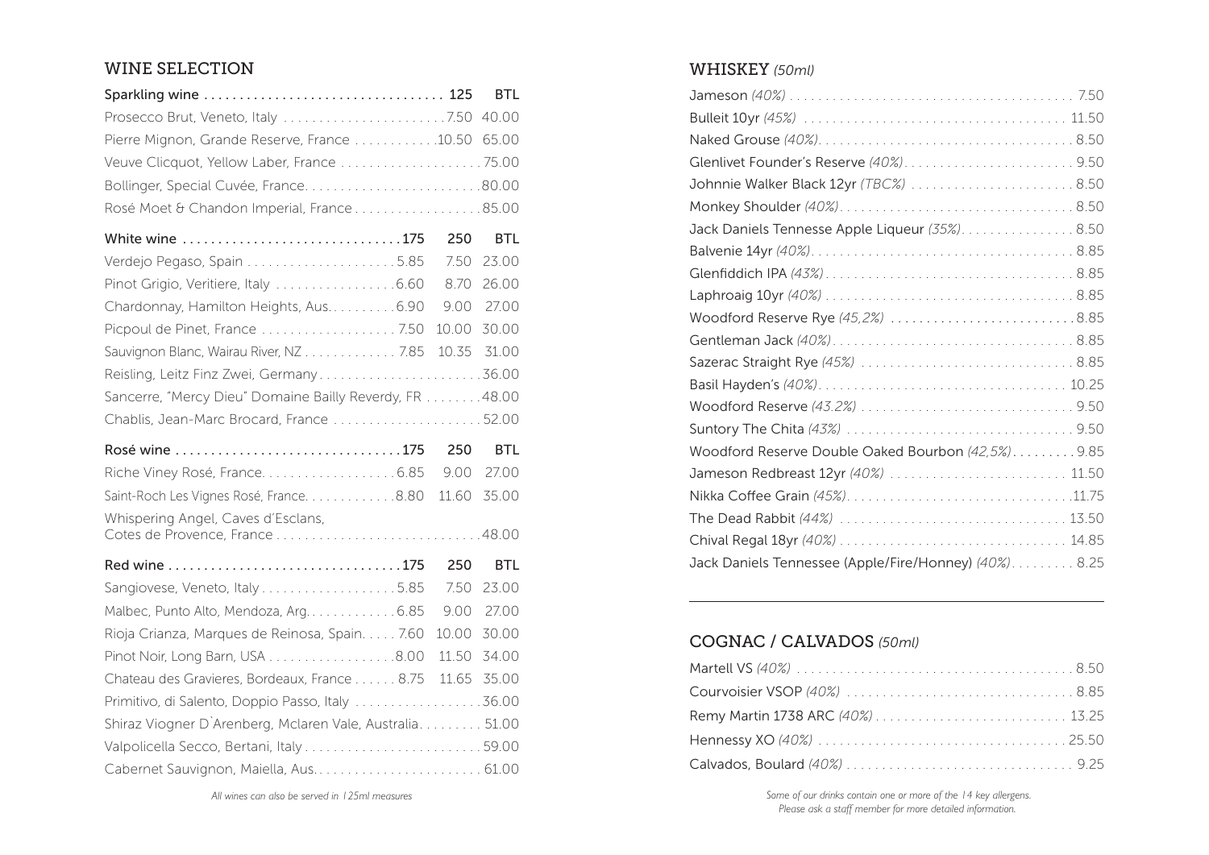## WINE SELECTION

| Sparkling wine | 125 | | BTL |
|---|---|---|---|
| Prosecco Brut, Veneto, Italy | 7.50 | | 40.00 |
| Pierre Mignon, Grande Reserve, France | 10.50 | | 65.00 |
| Veuve Clicquot, Yellow Laber, France | | | 75.00 |
| Bollinger, Special Cuvée, France | | | 80.00 |
| Rosé Moet & Chandon Imperial, France | | | 85.00 |

| White wine | 175 | 250 | BTL |
|---|---|---|---|
| Verdejo Pegaso, Spain | 5.85 | 7.50 | 23.00 |
| Pinot Grigio, Veritiere, Italy | 6.60 | 8.70 | 26.00 |
| Chardonnay, Hamilton Heights, Aus. | 6.90 | 9.00 | 27.00 |
| Picpoul de Pinet, France | 7.50 | 10.00 | 30.00 |
| Sauvignon Blanc, Wairau River, NZ | 7.85 | 10.35 | 31.00 |
| Reisling, Leitz Finz Zwei, Germany | | | 36.00 |
| Sancerre, "Mercy Dieu" Domaine Bailly Reverdy, FR | | | 48.00 |
| Chablis, Jean-Marc Brocard, France | | | 52.00 |

| Rosé wine | 175 | 250 | BTL |
|---|---|---|---|
| Riche Viney Rosé, France | 6.85 | 9.00 | 27.00 |
| Saint-Roch Les Vignes Rosé, France | 8.80 | 11.60 | 35.00 |
| Whispering Angel, Caves d'Esclans, Cotes de Provence, France | | | 48.00 |

| Red wine | 175 | 250 | BTL |
|---|---|---|---|
| Sangiovese, Veneto, Italy | 5.85 | 7.50 | 23.00 |
| Malbec, Punto Alto, Mendoza, Arg. | 6.85 | 9.00 | 27.00 |
| Rioja Crianza, Marques de Reinosa, Spain. | 7.60 | 10.00 | 30.00 |
| Pinot Noir, Long Barn, USA | 8.00 | 11.50 | 34.00 |
| Chateau des Gravieres, Bordeaux, France | 8.75 | 11.65 | 35.00 |
| Primitivo, di Salento, Doppio Passo, Italy | | | 36.00 |
| Shiraz Viogner D`Arenberg, Mclaren Vale, Australia | | | 51.00 |
| Valpolicella Secco, Bertani, Italy | | | 59.00 |
| Cabernet Sauvignon, Maiella, Aus. | | | 61.00 |

*All wines can also be served in 125ml measures*

## WHISKEY *(50ml)*

| | |
|---|---|
| Jameson *(40%)* | 7.50 |
| Bulleit 10yr *(45%)* | 11.50 |
| Naked Grouse *(40%)* | 8.50 |
| Glenlivet Founder's Reserve *(40%)* | 9.50 |
| Johnnie Walker Black 12yr *(TBC%)* | 8.50 |
| Monkey Shoulder *(40%)* | 8.50 |
| Jack Daniels Tennesse Apple Liqueur *(35%)* | 8.50 |
| Balvenie 14yr *(40%)* | 8.85 |
| Glenfiddich IPA *(43%)* | 8.85 |
| Laphroaig 10yr *(40%)* | 8.85 |
| Woodford Reserve Rye *(45,2%)* | 8.85 |
| Gentleman Jack *(40%)* | 8.85 |
| Sazerac Straight Rye *(45%)* | 8.85 |
| Basil Hayden's *(40%)* | 10.25 |
| Woodford Reserve *(43.2%)* | 9.50 |
| Suntory The Chita *(43%)* | 9.50 |
| Woodford Reserve Double Oaked Bourbon *(42,5%)* | 9.85 |
| Jameson Redbreast 12yr *(40%)* | 11.50 |
| Nikka Coffee Grain *(45%)* | 11.75 |
| The Dead Rabbit *(44%)* | 13.50 |
| Chival Regal 18yr *(40%)* | 14.85 |
| Jack Daniels Tennessee (Apple/Fire/Honney) *(40%)* | 8.25 |

## COGNAC / CALVADOS *(50ml)*

| | |
|---|---|
| Martell VS *(40%)* | 8.50 |
| Courvoisier VSOP *(40%)* | 8.85 |
| Remy Martin 1738 ARC *(40%)* | 13.25 |
| Hennessy XO *(40%)* | 25.50 |
| Calvados, Boulard *(40%)* | 9.25 |

*Some of our drinks contain one or more of the 14 key allergens. Please ask a staff member for more detailed information.*